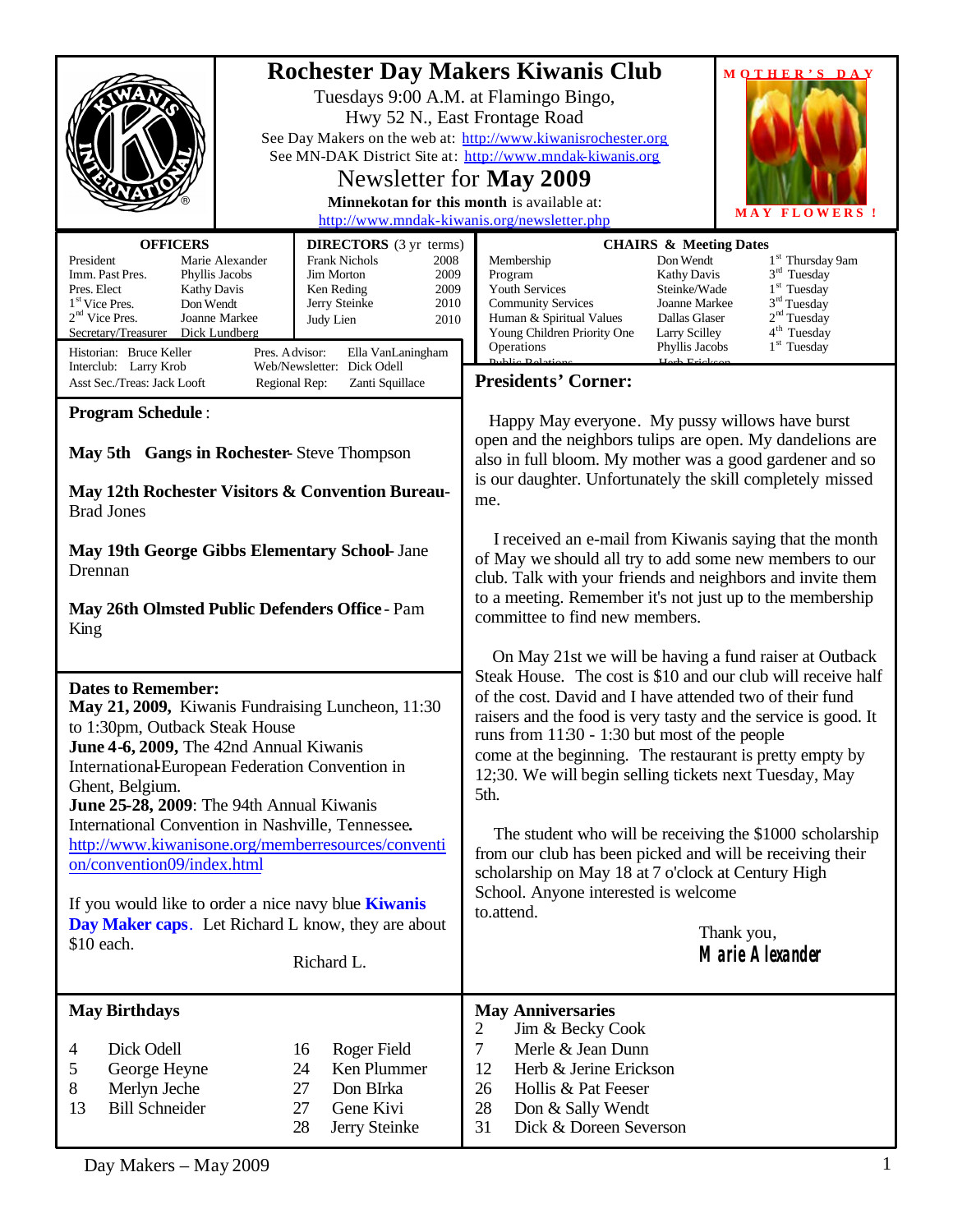# Rochester Day Makers Kiwanis Club

Tuesdays 9:00 A.M. at Flamingo Bingo,
Hwy 52 N., East Frontage Road

See Day Makers on the web at: http://www.kiwanisrochester.org
See MN-DAK District Site at: http://www.mndak-kiwanis.org

## Newsletter for May 2009

**Minnekotan for this month** is available at: http://www.mndak-kiwanis.org/newsletter.php

MOTHER'S DAY — MAY FLOWERS !

| OFFICERS | |
|---|---|
| President | Marie Alexander |
| Imm. Past Pres. | Phyllis Jacobs |
| Pres. Elect | Kathy Davis |
| 1st Vice Pres. | Don Wendt |
| 2nd Vice Pres. | Joanne Markee |
| Secretary/Treasurer | Dick Lundberg |

| DIRECTORS (3 yr terms) | |
|---|---|
| Frank Nichols | 2008 |
| Jim Morton | 2009 |
| Ken Reding | 2009 |
| Jerry Steinke | 2010 |
| Judy Lien | 2010 |

Historian: Bruce Keller — Pres. Advisor: Ella VanLaningham
Interclub: Larry Krob — Web/Newsletter: Dick Odell
Asst Sec./Treas: Jack Looft — Regional Rep: Zanti Squillace

| CHAIRS & Meeting Dates | | |
|---|---|---|
| Membership | Don Wendt | 1st Thursday 9am |
| Program | Kathy Davis | 3rd Tuesday |
| Youth Services | Steinke/Wade | 1st Tuesday |
| Community Services | Joanne Markee | 3rd Tuesday |
| Human & Spiritual Values | Dallas Glaser | 2nd Tuesday |
| Young Children Priority One | Larry Scilley | 4th Tuesday |
| Operations | Phyllis Jacobs | 1st Tuesday |
| Public Relations | Herb Erickson | |

### Program Schedule:

**May 5th Gangs in Rochester**- Steve Thompson

**May 12th Rochester Visitors & Convention Bureau**- Brad Jones

**May 19th George Gibbs Elementary School**- Jane Drennan

**May 26th Olmsted Public Defenders Office** - Pam King

### Dates to Remember:

**May 21, 2009,** Kiwanis Fundraising Luncheon, 11:30 to 1:30pm, Outback Steak House
**June 4-6, 2009,** The 42nd Annual Kiwanis International-European Federation Convention in Ghent, Belgium.
**June 25-28, 2009**: The 94th Annual Kiwanis International Convention in Nashville, Tennessee**.**
http://www.kiwanisone.org/memberresources/convention/convention09/index.html

If you would like to order a nice navy blue **Kiwanis Day Maker caps**. Let Richard L know, they are about $10 each.

Richard L.

### Presidents' Corner:

Happy May everyone. My pussy willows have burst open and the neighbors tulips are open. My dandelions are also in full bloom. My mother was a good gardener and so is our daughter. Unfortunately the skill completely missed me.

I received an e-mail from Kiwanis saying that the month of May we should all try to add some new members to our club. Talk with your friends and neighbors and invite them to a meeting. Remember it's not just up to the membership committee to find new members.

On May 21st we will be having a fund raiser at Outback Steak House. The cost is $10 and our club will receive half of the cost. David and I have attended two of their fund raisers and the food is very tasty and the service is good. It runs from 11:30 - 1:30 but most of the people come at the beginning. The restaurant is pretty empty by 12;30. We will begin selling tickets next Tuesday, May 5th.

The student who will be receiving the $1000 scholarship from our club has been picked and will be receiving their scholarship on May 18 at 7 o'clock at Century High School. Anyone interested is welcome to.attend.

Thank you,
**Marie Alexander**

### May Birthdays

| | | | |
|---|---|---|---|
| 4 | Dick Odell | 16 | Roger Field |
| 5 | George Heyne | 24 | Ken Plummer |
| 8 | Merlyn Jeche | 27 | Don BIrka |
| 13 | Bill Schneider | 27 | Gene Kivi |
| | | 28 | Jerry Steinke |

### May Anniversaries

| | |
|---|---|
| 2 | Jim & Becky Cook |
| 7 | Merle & Jean Dunn |
| 12 | Herb & Jerine Erickson |
| 26 | Hollis & Pat Feeser |
| 28 | Don & Sally Wendt |
| 31 | Dick & Doreen Severson |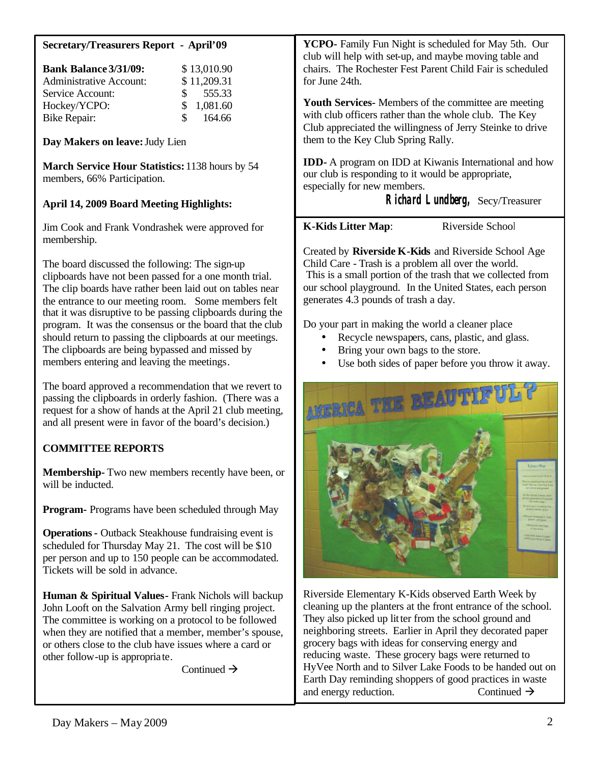**Secretary/Treasurers Report - April'09**

| | |
|---|---|
| **Bank Balance 3/31/09:** | $ 13,010.90 |
| Administrative Account: | $ 11,209.31 |
| Service Account: | $ 555.33 |
| Hockey/YCPO: | $ 1,081.60 |
| Bike Repair: | $ 164.66 |

**Day Makers on leave:** Judy Lien

**March Service Hour Statistics:** 1138 hours by 54 members, 66% Participation.

**April 14, 2009 Board Meeting Highlights:**

Jim Cook and Frank Vondrashek were approved for membership.

The board discussed the following: The sign-up clipboards have not been passed for a one month trial. The clip boards have rather been laid out on tables near the entrance to our meeting room. Some members felt that it was disruptive to be passing clipboards during the program. It was the consensus or the board that the club should return to passing the clipboards at our meetings. The clipboards are being bypassed and missed by members entering and leaving the meetings.

The board approved a recommendation that we revert to passing the clipboards in orderly fashion. (There was a request for a show of hands at the April 21 club meeting, and all present were in favor of the board's decision.)

**COMMITTEE REPORTS**

**Membership-** Two new members recently have been, or will be inducted.

**Program-** Programs have been scheduled through May

**Operations -** Outback Steakhouse fundraising event is scheduled for Thursday May 21. The cost will be $10 per person and up to 150 people can be accommodated. Tickets will be sold in advance.

**Human & Spiritual Values-** Frank Nichols will backup John Looft on the Salvation Army bell ringing project. The committee is working on a protocol to be followed when they are notified that a member, member's spouse, or others close to the club have issues where a card or other follow-up is appropriate.

Continued →

**YCPO-** Family Fun Night is scheduled for May 5th. Our club will help with set-up, and maybe moving table and chairs. The Rochester Fest Parent Child Fair is scheduled for June 24th.

**Youth Services-** Members of the committee are meeting with club officers rather than the whole club. The Key Club appreciated the willingness of Jerry Steinke to drive them to the Key Club Spring Rally.

**IDD-** A program on IDD at Kiwanis International and how our club is responding to it would be appropriate, especially for new members.

**Richard Lundberg,** Secy/Treasurer

**K-Kids Litter Map**: Riverside School

Created by **Riverside K-Kids** and Riverside School Age Child Care - Trash is a problem all over the world. This is a small portion of the trash that we collected from our school playground. In the United States, each person generates 4.3 pounds of trash a day.

Do your part in making the world a cleaner place

- Recycle newspapers, cans, plastic, and glass.
- Bring your own bags to the store.
- Use both sides of paper before you throw it away.

Riverside Elementary K-Kids observed Earth Week by cleaning up the planters at the front entrance of the school. They also picked up litter from the school ground and neighboring streets. Earlier in April they decorated paper grocery bags with ideas for conserving energy and reducing waste. These grocery bags were returned to HyVee North and to Silver Lake Foods to be handed out on Earth Day reminding shoppers of good practices in waste and energy reduction.

Continued →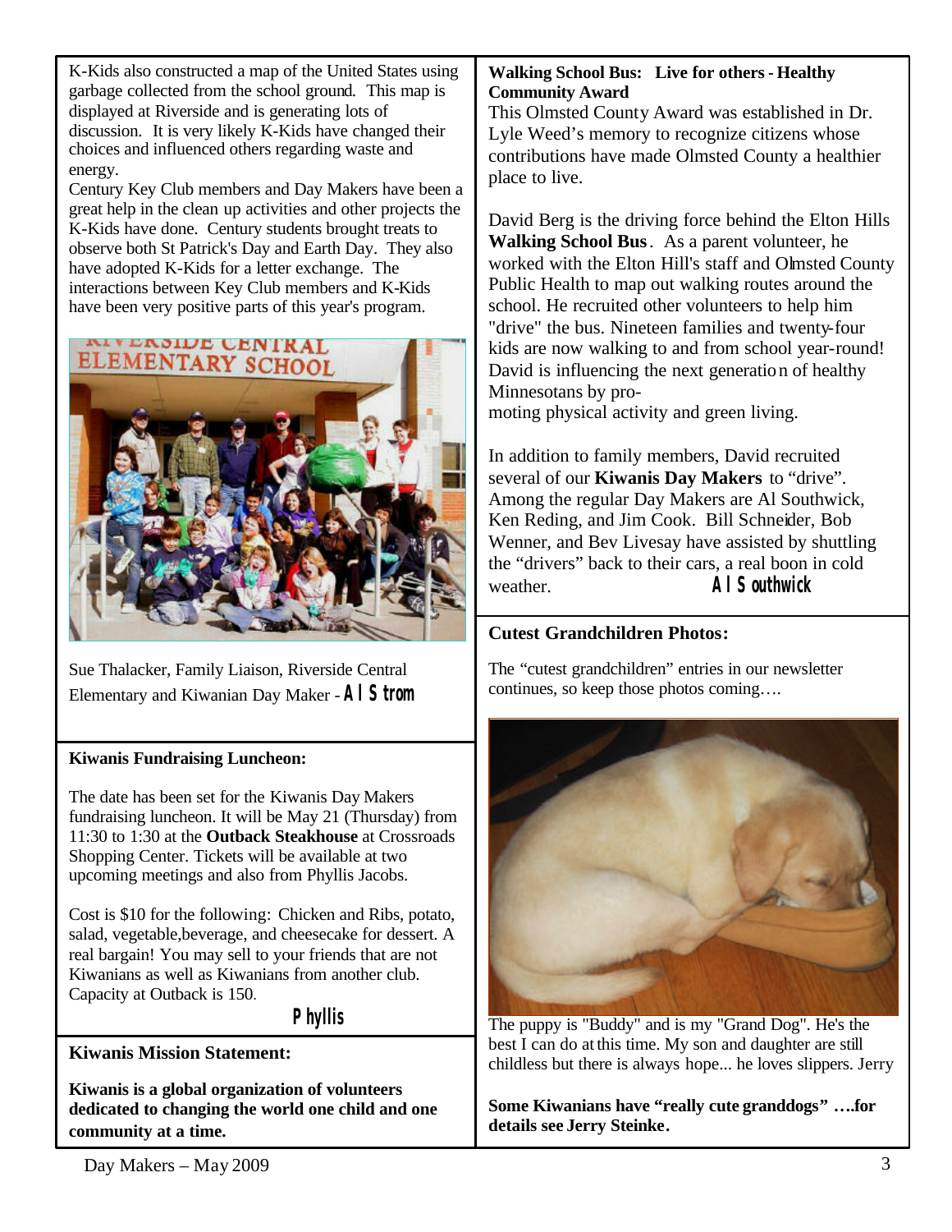K-Kids also constructed a map of the United States using garbage collected from the school ground. This map is displayed at Riverside and is generating lots of discussion. It is very likely K-Kids have changed their choices and influenced others regarding waste and energy.

Century Key Club members and Day Makers have been a great help in the clean up activities and other projects the K-Kids have done. Century students brought treats to observe both St Patrick's Day and Earth Day. They also have adopted K-Kids for a letter exchange. The interactions between Key Club members and K-Kids have been very positive parts of this year's program.

Sue Thalacker, Family Liaison, Riverside Central Elementary and Kiwanian Day Maker - **Al Strom**

### Kiwanis Fundraising Luncheon:

The date has been set for the Kiwanis Day Makers fundraising luncheon. It will be May 21 (Thursday) from 11:30 to 1:30 at the **Outback Steakhouse** at Crossroads Shopping Center. Tickets will be available at two upcoming meetings and also from Phyllis Jacobs.

Cost is $10 for the following: Chicken and Ribs, potato, salad, vegetable,beverage, and cheesecake for dessert. A real bargain! You may sell to your friends that are not Kiwanians as well as Kiwanians from another club. Capacity at Outback is 150.

**Phyllis**

### Kiwanis Mission Statement:

**Kiwanis is a global organization of volunteers dedicated to changing the world one child and one community at a time.**

### Walking School Bus: Live for others - Healthy Community Award

This Olmsted County Award was established in Dr. Lyle Weed's memory to recognize citizens whose contributions have made Olmsted County a healthier place to live.

David Berg is the driving force behind the Elton Hills **Walking School Bus**. As a parent volunteer, he worked with the Elton Hill's staff and Olmsted County Public Health to map out walking routes around the school. He recruited other volunteers to help him "drive" the bus. Nineteen families and twenty-four kids are now walking to and from school year-round! David is influencing the next generation of healthy Minnesotans by promoting physical activity and green living.

In addition to family members, David recruited several of our **Kiwanis Day Makers** to "drive". Among the regular Day Makers are Al Southwick, Ken Reding, and Jim Cook. Bill Schneider, Bob Wenner, and Bev Livesay have assisted by shuttling the "drivers" back to their cars, a real boon in cold weather.

**Al Southwick**

### Cutest Grandchildren Photos:

The "cutest grandchildren" entries in our newsletter continues, so keep those photos coming….

The puppy is "Buddy" and is my "Grand Dog". He's the best I can do at this time. My son and daughter are still childless but there is always hope... he loves slippers. Jerry

**Some Kiwanians have "really cute granddogs" ….for details see Jerry Steinke.**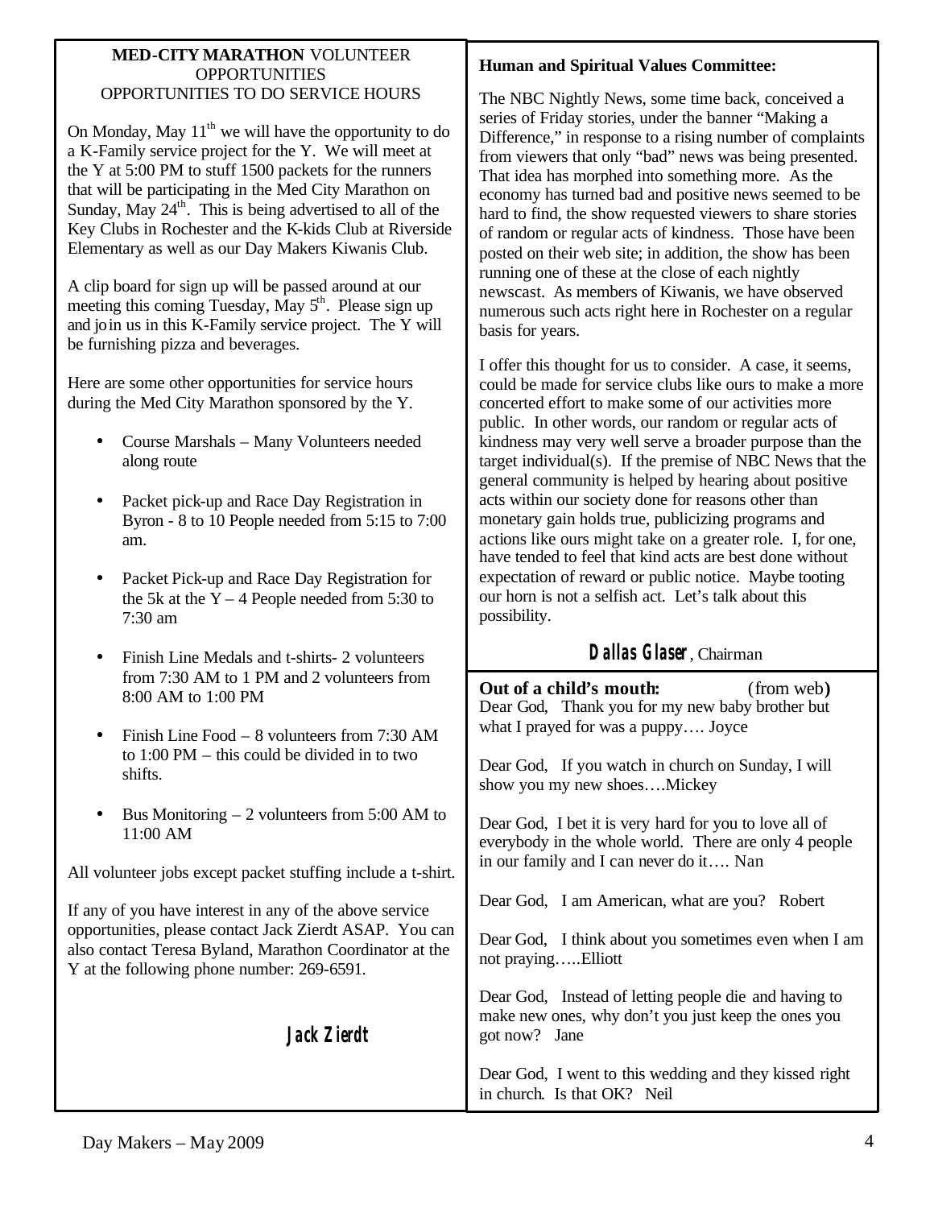**MED-CITY MARATHON** VOLUNTEER OPPORTUNITIES
OPPORTUNITIES TO DO SERVICE HOURS

On Monday, May 11th we will have the opportunity to do a K-Family service project for the Y. We will meet at the Y at 5:00 PM to stuff 1500 packets for the runners that will be participating in the Med City Marathon on Sunday, May 24th. This is being advertised to all of the Key Clubs in Rochester and the K-kids Club at Riverside Elementary as well as our Day Makers Kiwanis Club.

A clip board for sign up will be passed around at our meeting this coming Tuesday, May 5th. Please sign up and join us in this K-Family service project. The Y will be furnishing pizza and beverages.

Here are some other opportunities for service hours during the Med City Marathon sponsored by the Y.

- Course Marshals – Many Volunteers needed along route
- Packet pick-up and Race Day Registration in Byron - 8 to 10 People needed from 5:15 to 7:00 am.
- Packet Pick-up and Race Day Registration for the 5k at the Y – 4 People needed from 5:30 to 7:30 am
- Finish Line Medals and t-shirts- 2 volunteers from 7:30 AM to 1 PM and 2 volunteers from 8:00 AM to 1:00 PM
- Finish Line Food – 8 volunteers from 7:30 AM to 1:00 PM – this could be divided in to two shifts.
- Bus Monitoring – 2 volunteers from 5:00 AM to 11:00 AM

All volunteer jobs except packet stuffing include a t-shirt.

If any of you have interest in any of the above service opportunities, please contact Jack Zierdt ASAP. You can also contact Teresa Byland, Marathon Coordinator at the Y at the following phone number: 269-6591.

**Jack Zierdt**

**Human and Spiritual Values Committee:**

The NBC Nightly News, some time back, conceived a series of Friday stories, under the banner "Making a Difference," in response to a rising number of complaints from viewers that only "bad" news was being presented. That idea has morphed into something more. As the economy has turned bad and positive news seemed to be hard to find, the show requested viewers to share stories of random or regular acts of kindness. Those have been posted on their web site; in addition, the show has been running one of these at the close of each nightly newscast. As members of Kiwanis, we have observed numerous such acts right here in Rochester on a regular basis for years.

I offer this thought for us to consider. A case, it seems, could be made for service clubs like ours to make a more concerted effort to make some of our activities more public. In other words, our random or regular acts of kindness may very well serve a broader purpose than the target individual(s). If the premise of NBC News that the general community is helped by hearing about positive acts within our society done for reasons other than monetary gain holds true, publicizing programs and actions like ours might take on a greater role. I, for one, have tended to feel that kind acts are best done without expectation of reward or public notice. Maybe tooting our horn is not a selfish act. Let's talk about this possibility.

**Dallas Glaser**, Chairman

**Out of a child's mouth:** (from web)

Dear God, Thank you for my new baby brother but what I prayed for was a puppy…. Joyce

Dear God, If you watch in church on Sunday, I will show you my new shoes….Mickey

Dear God, I bet it is very hard for you to love all of everybody in the whole world. There are only 4 people in our family and I can never do it…. Nan

Dear God, I am American, what are you? Robert

Dear God, I think about you sometimes even when I am not praying…..Elliott

Dear God, Instead of letting people die and having to make new ones, why don't you just keep the ones you got now? Jane

Dear God, I went to this wedding and they kissed right in church. Is that OK? Neil